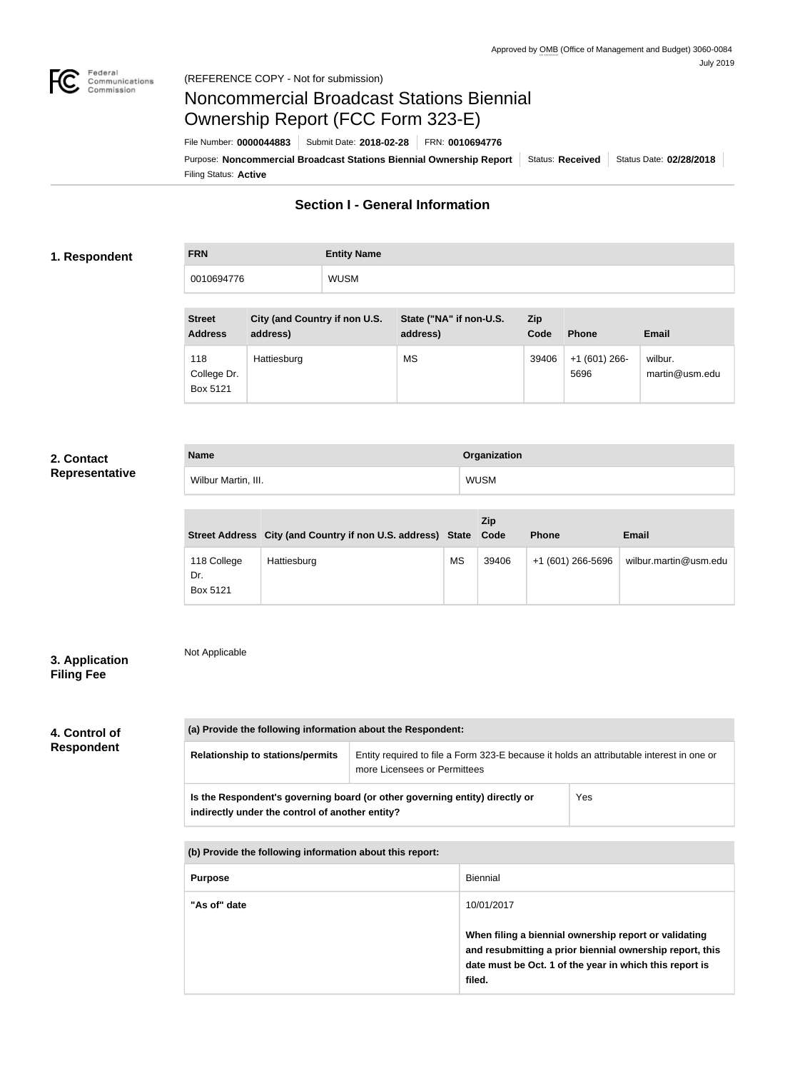Approved by OMB (Office of Management and Budget) 3060-0084
July 2019

(REFERENCE COPY - Not for submission)

# Noncommercial Broadcast Stations Biennial Ownership Report (FCC Form 323-E)

File Number: **0000044883** | Submit Date: **2018-02-28** | FRN: **0010694776**

Purpose: **Noncommercial Broadcast Stations Biennial Ownership Report** | Status: **Received** | Status Date: **02/28/2018**

Filing Status: **Active**

## Section I - General Information

### 1. Respondent

| FRN | Entity Name |
| --- | --- |
| 0010694776 | WUSM |

| Street Address | City (and Country if non U.S. address) | State ("NA" if non-U.S. address) | Zip Code | Phone | Email |
| --- | --- | --- | --- | --- | --- |
| 118 College Dr. Box 5121 | Hattiesburg | MS | 39406 | +1 (601) 266-5696 | wilbur.martin@usm.edu |

### 2. Contact Representative

| Name | Organization |
| --- | --- |
| Wilbur Martin, III. | WUSM |

| Street Address | City (and Country if non U.S. address) | State | Zip Code | Phone | Email |
| --- | --- | --- | --- | --- | --- |
| 118 College Dr. Box 5121 | Hattiesburg | MS | 39406 | +1 (601) 266-5696 | wilbur.martin@usm.edu |

### 3. Application Filing Fee

Not Applicable

### 4. Control of Respondent

| (a) Provide the following information about the Respondent: | |
| --- | --- |
| Relationship to stations/permits | Entity required to file a Form 323-E because it holds an attributable interest in one or more Licensees or Permittees |
| **Is the Respondent's governing board (or other governing entity) directly or indirectly under the control of another entity?** | Yes |

| (b) Provide the following information about this report: | |
| --- | --- |
| Purpose | Biennial |
| "As of" date | 10/01/2017<br><br>**When filing a biennial ownership report or validating and resubmitting a prior biennial ownership report, this date must be Oct. 1 of the year in which this report is filed.** |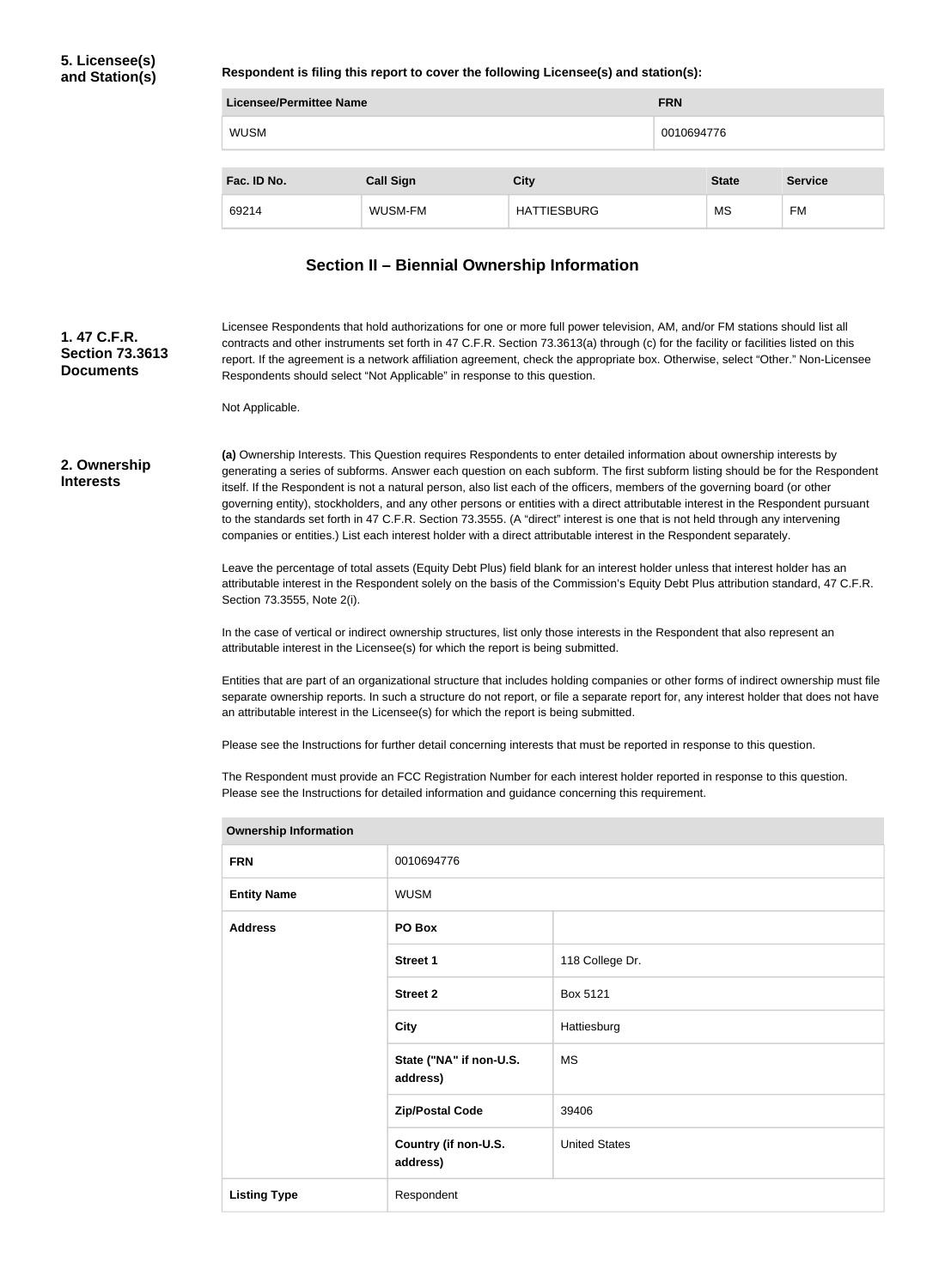## 5. Licensee(s) and Station(s)

**Respondent is filing this report to cover the following Licensee(s) and station(s):**

| Licensee/Permittee Name | FRN |
| --- | --- |
| WUSM | 0010694776 |

| Fac. ID No. | Call Sign | City | State | Service |
| --- | --- | --- | --- | --- |
| 69214 | WUSM-FM | HATTIESBURG | MS | FM |

## Section II – Biennial Ownership Information

### 1. 47 C.F.R. Section 73.3613 Documents

Licensee Respondents that hold authorizations for one or more full power television, AM, and/or FM stations should list all contracts and other instruments set forth in 47 C.F.R. Section 73.3613(a) through (c) for the facility or facilities listed on this report. If the agreement is a network affiliation agreement, check the appropriate box. Otherwise, select "Other." Non-Licensee Respondents should select "Not Applicable" in response to this question.

Not Applicable.

### 2. Ownership Interests

**(a)** Ownership Interests. This Question requires Respondents to enter detailed information about ownership interests by generating a series of subforms. Answer each question on each subform. The first subform listing should be for the Respondent itself. If the Respondent is not a natural person, also list each of the officers, members of the governing board (or other governing entity), stockholders, and any other persons or entities with a direct attributable interest in the Respondent pursuant to the standards set forth in 47 C.F.R. Section 73.3555. (A "direct" interest is one that is not held through any intervening companies or entities.) List each interest holder with a direct attributable interest in the Respondent separately.

Leave the percentage of total assets (Equity Debt Plus) field blank for an interest holder unless that interest holder has an attributable interest in the Respondent solely on the basis of the Commission's Equity Debt Plus attribution standard, 47 C.F.R. Section 73.3555, Note 2(i).

In the case of vertical or indirect ownership structures, list only those interests in the Respondent that also represent an attributable interest in the Licensee(s) for which the report is being submitted.

Entities that are part of an organizational structure that includes holding companies or other forms of indirect ownership must file separate ownership reports. In such a structure do not report, or file a separate report for, any interest holder that does not have an attributable interest in the Licensee(s) for which the report is being submitted.

Please see the Instructions for further detail concerning interests that must be reported in response to this question.

The Respondent must provide an FCC Registration Number for each interest holder reported in response to this question. Please see the Instructions for detailed information and guidance concerning this requirement.

| Ownership Information | | |
| --- | --- | --- |
| FRN | 0010694776 | |
| Entity Name | WUSM | |
| Address | PO Box | |
| | Street 1 | 118 College Dr. |
| | Street 2 | Box 5121 |
| | City | Hattiesburg |
| | State ("NA" if non-U.S. address) | MS |
| | Zip/Postal Code | 39406 |
| | Country (if non-U.S. address) | United States |
| Listing Type | Respondent | |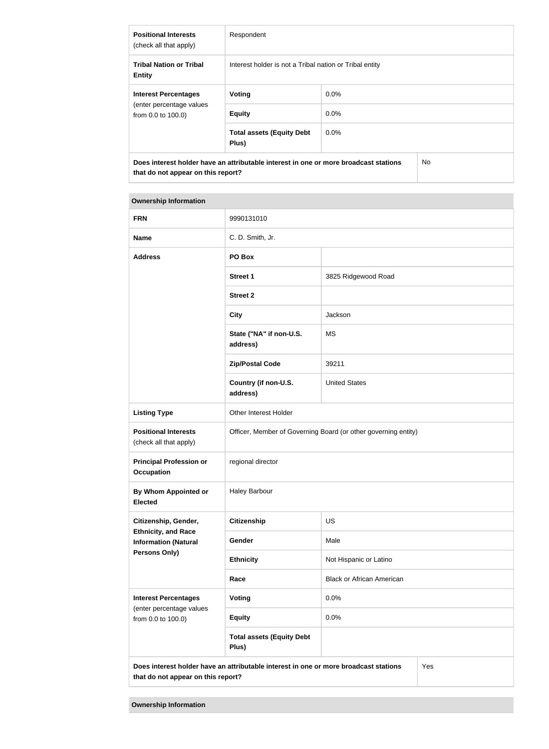| **Positional Interests** (check all that apply) | Respondent | |
|---|---|---|
| **Tribal Nation or Tribal Entity** | Interest holder is not a Tribal nation or Tribal entity | |
| **Interest Percentages** (enter percentage values from 0.0 to 100.0) | **Voting** | 0.0% |
| | **Equity** | 0.0% |
| | **Total assets (Equity Debt Plus)** | 0.0% |
| **Does interest holder have an attributable interest in one or more broadcast stations that do not appear on this report?** | | No |

| **Ownership Information** | | |
|---|---|---|
| **FRN** | 9990131010 | |
| **Name** | C. D. Smith, Jr. | |
| **Address** | **PO Box** | |
| | **Street 1** | 3825 Ridgewood Road |
| | **Street 2** | |
| | **City** | Jackson |
| | **State ("NA" if non-U.S. address)** | MS |
| | **Zip/Postal Code** | 39211 |
| | **Country (if non-U.S. address)** | United States |
| **Listing Type** | Other Interest Holder | |
| **Positional Interests** (check all that apply) | Officer, Member of Governing Board (or other governing entity) | |
| **Principal Profession or Occupation** | regional director | |
| **By Whom Appointed or Elected** | Haley Barbour | |
| **Citizenship, Gender, Ethnicity, and Race Information (Natural Persons Only)** | **Citizenship** | US |
| | **Gender** | Male |
| | **Ethnicity** | Not Hispanic or Latino |
| | **Race** | Black or African American |
| **Interest Percentages** (enter percentage values from 0.0 to 100.0) | **Voting** | 0.0% |
| | **Equity** | 0.0% |
| | **Total assets (Equity Debt Plus)** | |
| **Does interest holder have an attributable interest in one or more broadcast stations that do not appear on this report?** | | Yes |

| **Ownership Information** |
|---|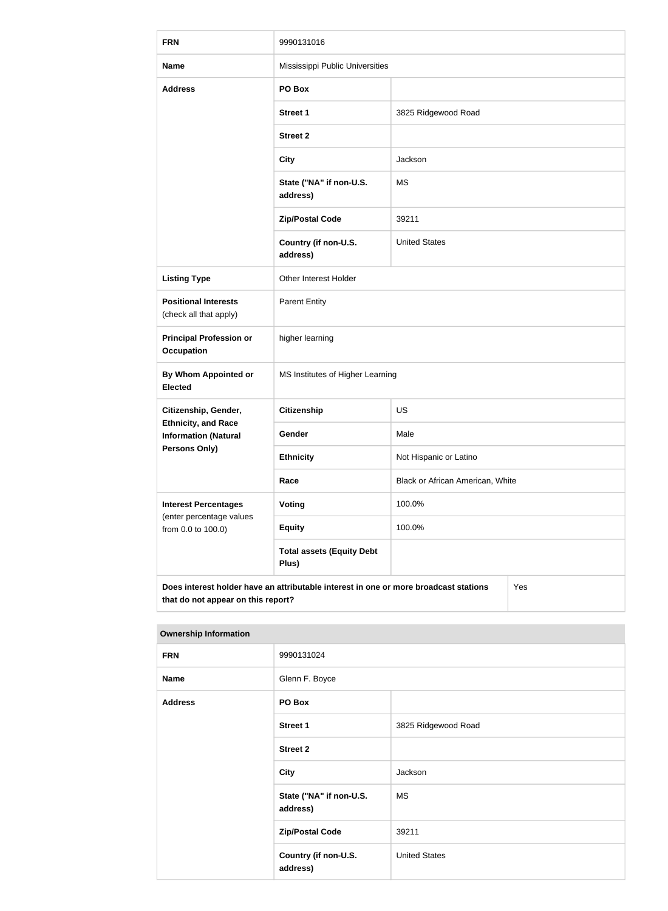| FRN | 9990131016 | |
|---|---|---|
| **Name** | Mississippi Public Universities | |
| **Address** | **PO Box** | |
| | **Street 1** | 3825 Ridgewood Road |
| | **Street 2** | |
| | **City** | Jackson |
| | **State ("NA" if non-U.S. address)** | MS |
| | **Zip/Postal Code** | 39211 |
| | **Country (if non-U.S. address)** | United States |
| **Listing Type** | Other Interest Holder | |
| **Positional Interests** (check all that apply) | Parent Entity | |
| **Principal Profession or Occupation** | higher learning | |
| **By Whom Appointed or Elected** | MS Institutes of Higher Learning | |
| **Citizenship, Gender, Ethnicity, and Race Information (Natural Persons Only)** | **Citizenship** | US |
| | **Gender** | Male |
| | **Ethnicity** | Not Hispanic or Latino |
| | **Race** | Black or African American, White |
| **Interest Percentages** (enter percentage values from 0.0 to 100.0) | **Voting** | 100.0% |
| | **Equity** | 100.0% |
| | **Total assets (Equity Debt Plus)** | |
| **Does interest holder have an attributable interest in one or more broadcast stations that do not appear on this report?** | | Yes |

**Ownership Information**

| FRN | 9990131024 | |
|---|---|---|
| **Name** | Glenn F. Boyce | |
| **Address** | **PO Box** | |
| | **Street 1** | 3825 Ridgewood Road |
| | **Street 2** | |
| | **City** | Jackson |
| | **State ("NA" if non-U.S. address)** | MS |
| | **Zip/Postal Code** | 39211 |
| | **Country (if non-U.S. address)** | United States |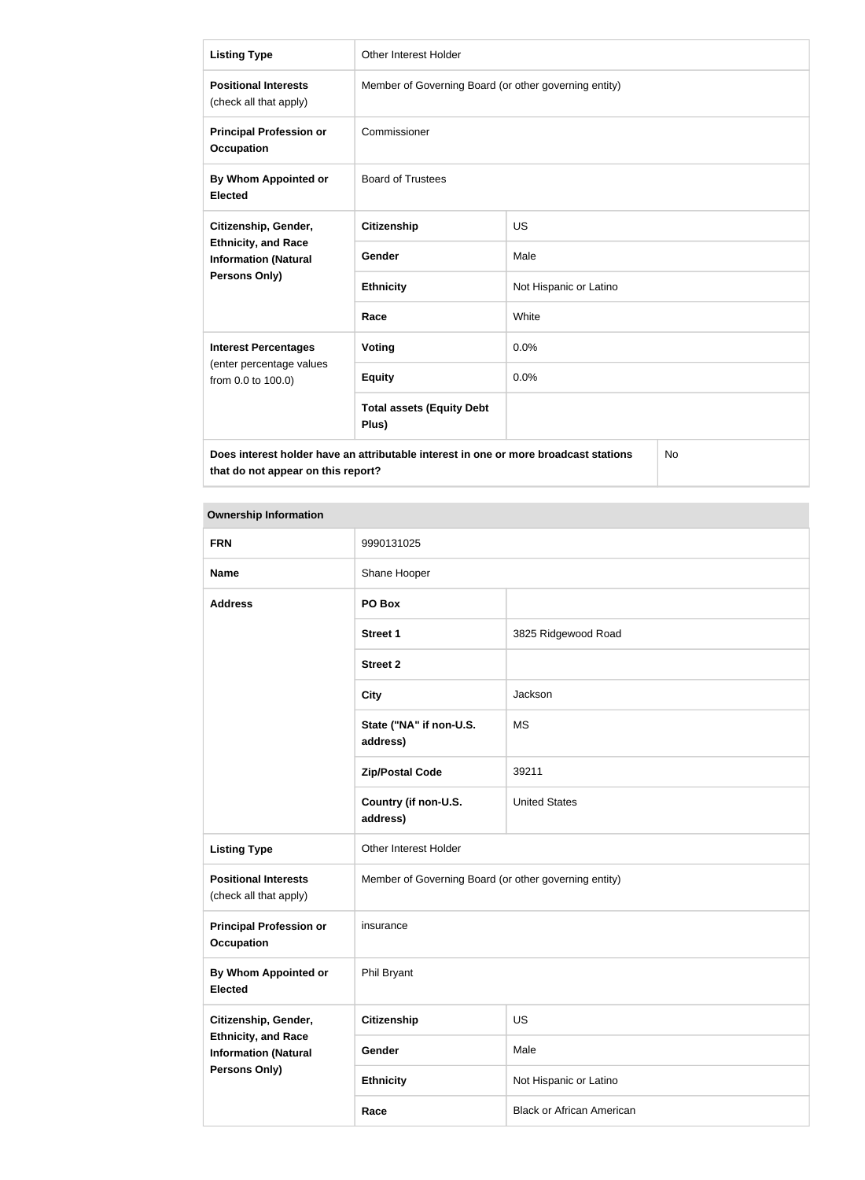| Listing Type | Other Interest Holder | |
|---|---|---|
| **Positional Interests** (check all that apply) | Member of Governing Board (or other governing entity) | |
| **Principal Profession or Occupation** | Commissioner | |
| **By Whom Appointed or Elected** | Board of Trustees | |
| **Citizenship, Gender, Ethnicity, and Race Information (Natural Persons Only)** | **Citizenship** | US |
| | **Gender** | Male |
| | **Ethnicity** | Not Hispanic or Latino |
| | **Race** | White |
| **Interest Percentages** (enter percentage values from 0.0 to 100.0) | **Voting** | 0.0% |
| | **Equity** | 0.0% |
| | **Total assets (Equity Debt Plus)** | |
| **Does interest holder have an attributable interest in one or more broadcast stations that do not appear on this report?** | | No |

**Ownership Information**

| FRN | 9990131025 | |
|---|---|---|
| **Name** | Shane Hooper | |
| **Address** | **PO Box** | |
| | **Street 1** | 3825 Ridgewood Road |
| | **Street 2** | |
| | **City** | Jackson |
| | **State ("NA" if non-U.S. address)** | MS |
| | **Zip/Postal Code** | 39211 |
| | **Country (if non-U.S. address)** | United States |
| **Listing Type** | Other Interest Holder | |
| **Positional Interests** (check all that apply) | Member of Governing Board (or other governing entity) | |
| **Principal Profession or Occupation** | insurance | |
| **By Whom Appointed or Elected** | Phil Bryant | |
| **Citizenship, Gender, Ethnicity, and Race Information (Natural Persons Only)** | **Citizenship** | US |
| | **Gender** | Male |
| | **Ethnicity** | Not Hispanic or Latino |
| | **Race** | Black or African American |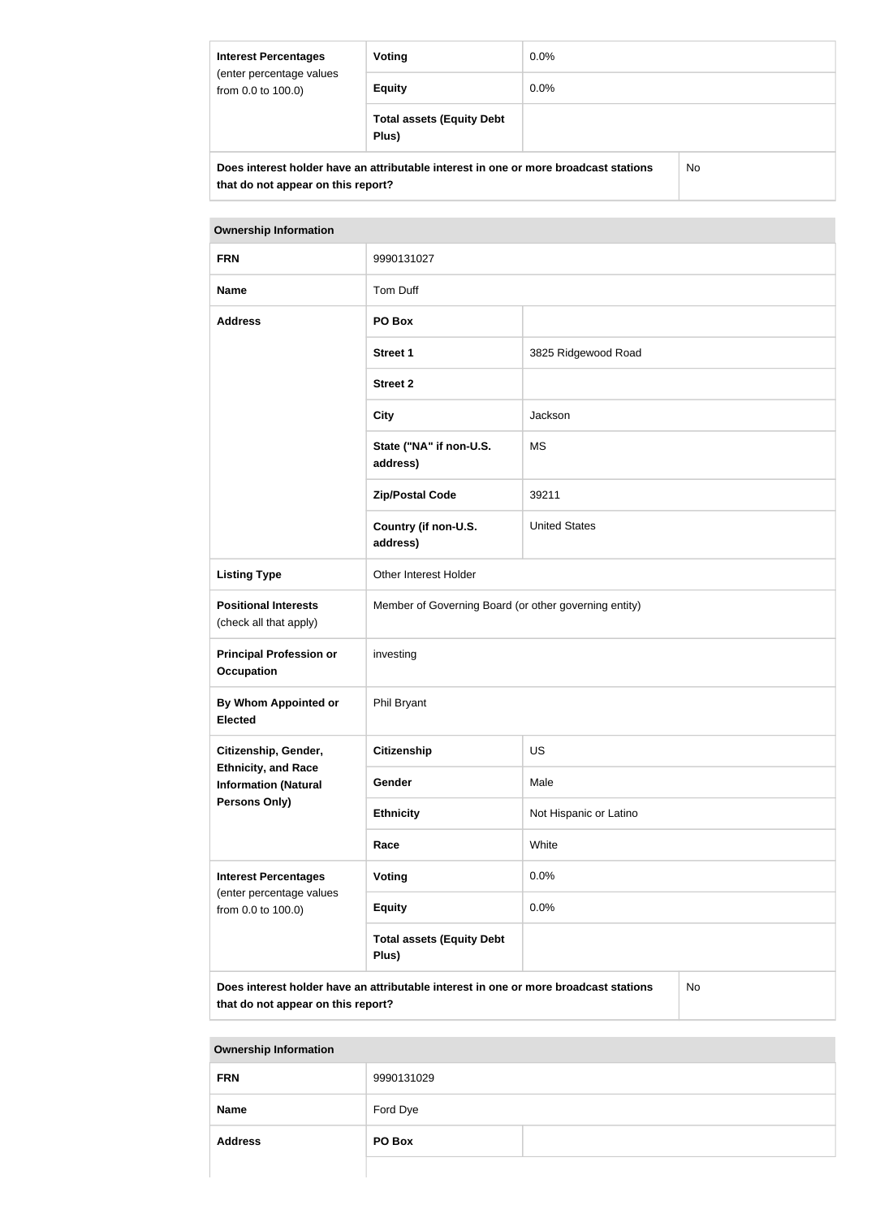| Interest Percentages (enter percentage values from 0.0 to 100.0) | Voting | 0.0% |
|---|---|---|
| | Equity | 0.0% |
| | Total assets (Equity Debt Plus) | |

| Does interest holder have an attributable interest in one or more broadcast stations that do not appear on this report? | No |
|---|---|

| Ownership Information | | |
|---|---|---|
| FRN | 9990131027 | |
| Name | Tom Duff | |
| Address | PO Box | |
| | Street 1 | 3825 Ridgewood Road |
| | Street 2 | |
| | City | Jackson |
| | State ("NA" if non-U.S. address) | MS |
| | Zip/Postal Code | 39211 |
| | Country (if non-U.S. address) | United States |
| Listing Type | Other Interest Holder | |
| Positional Interests (check all that apply) | Member of Governing Board (or other governing entity) | |
| Principal Profession or Occupation | investing | |
| By Whom Appointed or Elected | Phil Bryant | |
| Citizenship, Gender, Ethnicity, and Race Information (Natural Persons Only) | Citizenship | US |
| | Gender | Male |
| | Ethnicity | Not Hispanic or Latino |
| | Race | White |
| Interest Percentages (enter percentage values from 0.0 to 100.0) | Voting | 0.0% |
| | Equity | 0.0% |
| | Total assets (Equity Debt Plus) | |

| Does interest holder have an attributable interest in one or more broadcast stations that do not appear on this report? | No |
|---|---|

| Ownership Information | | |
|---|---|---|
| FRN | 9990131029 | |
| Name | Ford Dye | |
| Address | PO Box | |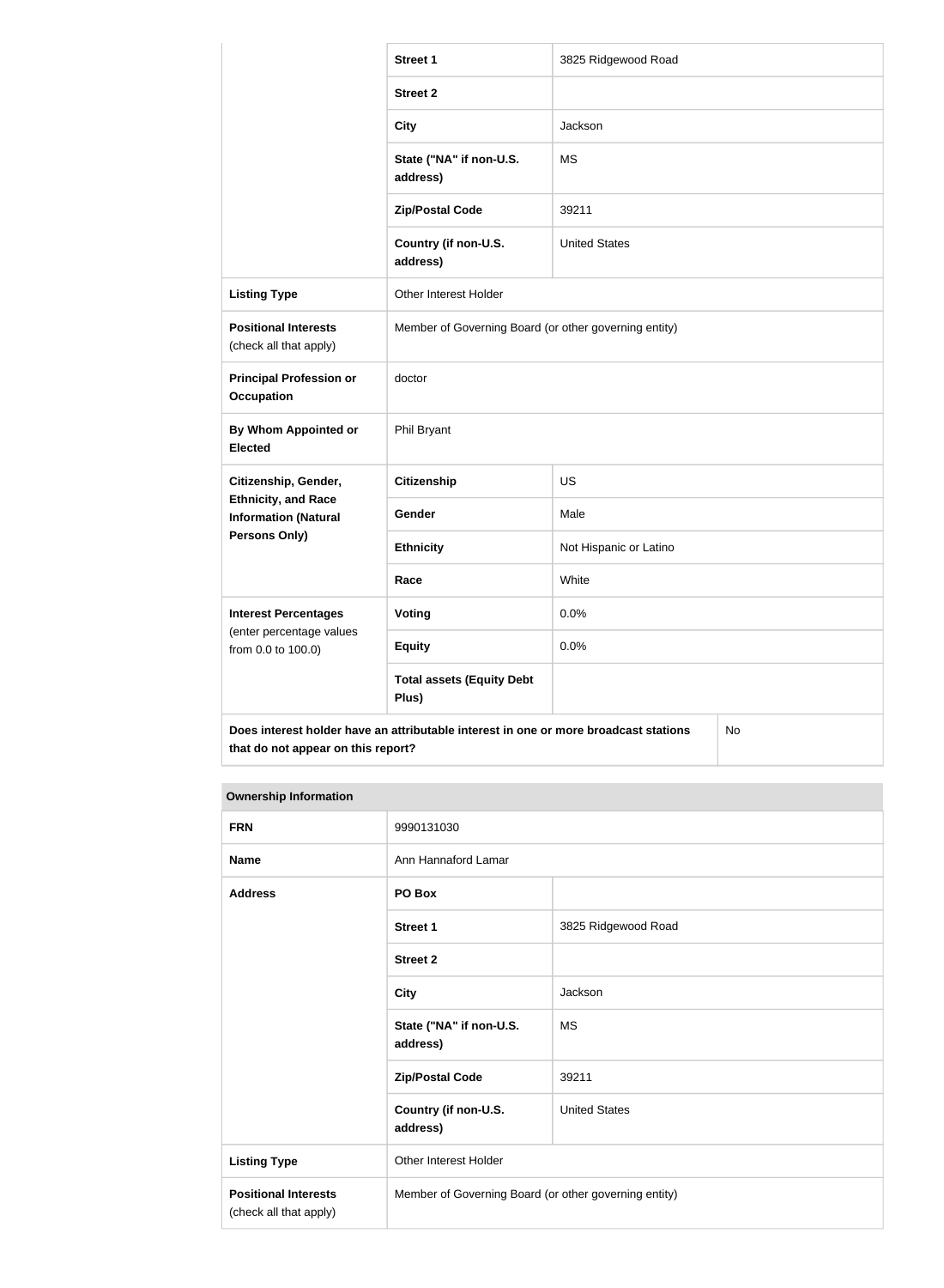| | | |
|---|---|---|
| | **Street 1** | 3825 Ridgewood Road |
| | **Street 2** | |
| | **City** | Jackson |
| | **State ("NA" if non-U.S. address)** | MS |
| | **Zip/Postal Code** | 39211 |
| | **Country (if non-U.S. address)** | United States |
| **Listing Type** | Other Interest Holder | |
| **Positional Interests** (check all that apply) | Member of Governing Board (or other governing entity) | |
| **Principal Profession or Occupation** | doctor | |
| **By Whom Appointed or Elected** | Phil Bryant | |
| **Citizenship, Gender, Ethnicity, and Race Information (Natural Persons Only)** | **Citizenship** | US |
| | **Gender** | Male |
| | **Ethnicity** | Not Hispanic or Latino |
| | **Race** | White |
| **Interest Percentages** (enter percentage values from 0.0 to 100.0) | **Voting** | 0.0% |
| | **Equity** | 0.0% |
| | **Total assets (Equity Debt Plus)** | |
| **Does interest holder have an attributable interest in one or more broadcast stations that do not appear on this report?** | | No |

| **Ownership Information** | | |
|---|---|---|
| **FRN** | 9990131030 | |
| **Name** | Ann Hannaford Lamar | |
| **Address** | **PO Box** | |
| | **Street 1** | 3825 Ridgewood Road |
| | **Street 2** | |
| | **City** | Jackson |
| | **State ("NA" if non-U.S. address)** | MS |
| | **Zip/Postal Code** | 39211 |
| | **Country (if non-U.S. address)** | United States |
| **Listing Type** | Other Interest Holder | |
| **Positional Interests** (check all that apply) | Member of Governing Board (or other governing entity) | |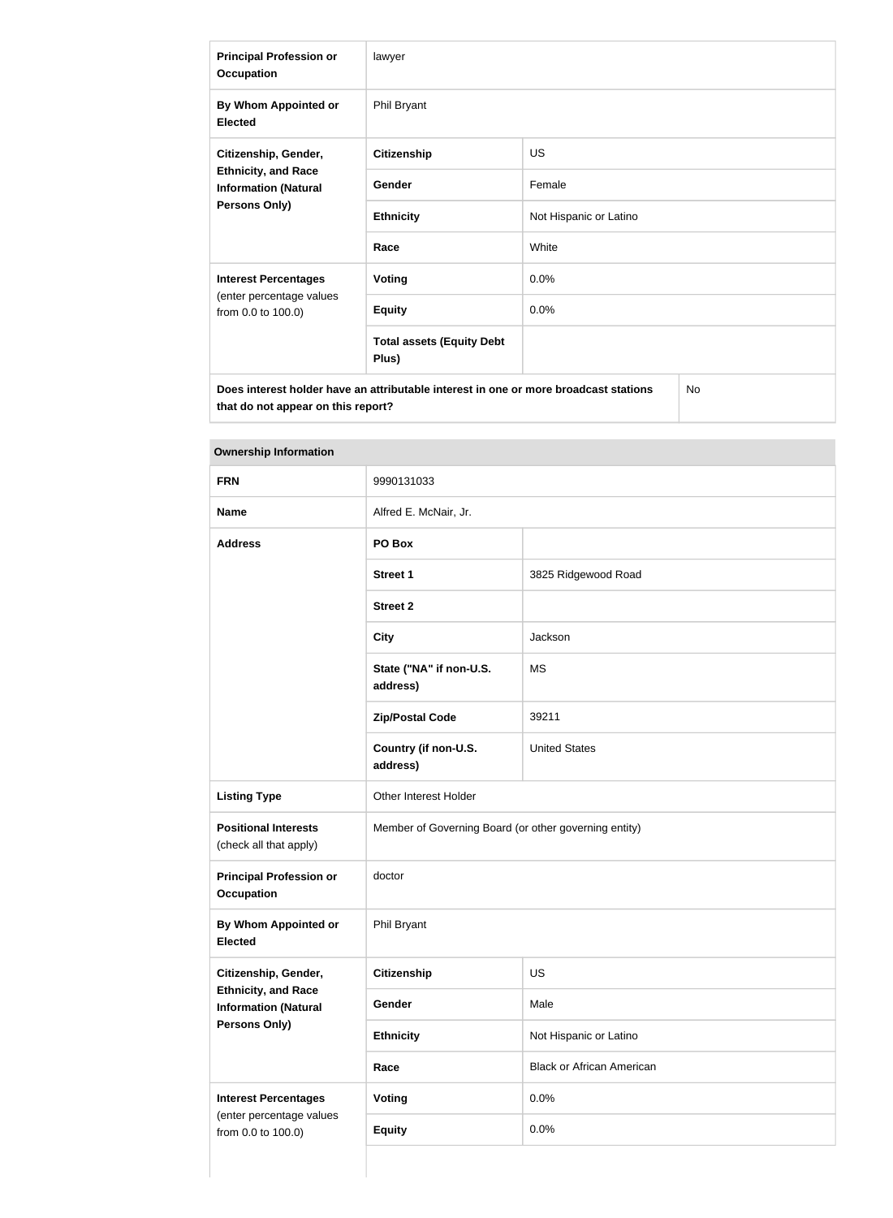| | | |
|---|---|---|
| **Principal Profession or Occupation** | lawyer | |
| **By Whom Appointed or Elected** | Phil Bryant | |
| **Citizenship, Gender, Ethnicity, and Race Information (Natural Persons Only)** | **Citizenship** | US |
| | **Gender** | Female |
| | **Ethnicity** | Not Hispanic or Latino |
| | **Race** | White |
| **Interest Percentages** (enter percentage values from 0.0 to 100.0) | **Voting** | 0.0% |
| | **Equity** | 0.0% |
| | **Total assets (Equity Debt Plus)** | |
| **Does interest holder have an attributable interest in one or more broadcast stations that do not appear on this report?** | | No |

| **Ownership Information** | | |
|---|---|---|
| **FRN** | 9990131033 | |
| **Name** | Alfred E. McNair, Jr. | |
| **Address** | **PO Box** | |
| | **Street 1** | 3825 Ridgewood Road |
| | **Street 2** | |
| | **City** | Jackson |
| | **State ("NA" if non-U.S. address)** | MS |
| | **Zip/Postal Code** | 39211 |
| | **Country (if non-U.S. address)** | United States |
| **Listing Type** | Other Interest Holder | |
| **Positional Interests** (check all that apply) | Member of Governing Board (or other governing entity) | |
| **Principal Profession or Occupation** | doctor | |
| **By Whom Appointed or Elected** | Phil Bryant | |
| **Citizenship, Gender, Ethnicity, and Race Information (Natural Persons Only)** | **Citizenship** | US |
| | **Gender** | Male |
| | **Ethnicity** | Not Hispanic or Latino |
| | **Race** | Black or African American |
| **Interest Percentages** (enter percentage values from 0.0 to 100.0) | **Voting** | 0.0% |
| | **Equity** | 0.0% |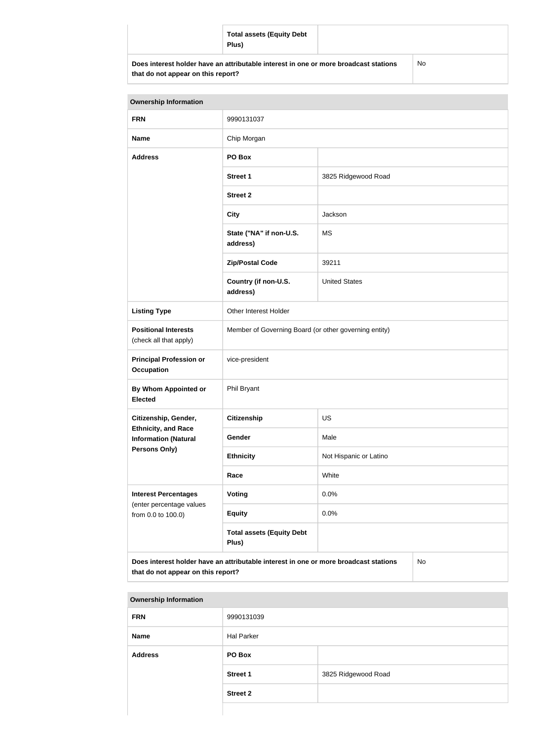| | Total assets (Equity Debt Plus) | |
|---|---|---|
| **Does interest holder have an attributable interest in one or more broadcast stations that do not appear on this report?** | | No |

| Ownership Information | | |
|---|---|---|
| **FRN** | 9990131037 | |
| **Name** | Chip Morgan | |
| **Address** | **PO Box** | |
| | **Street 1** | 3825 Ridgewood Road |
| | **Street 2** | |
| | **City** | Jackson |
| | **State ("NA" if non-U.S. address)** | MS |
| | **Zip/Postal Code** | 39211 |
| | **Country (if non-U.S. address)** | United States |
| **Listing Type** | Other Interest Holder | |
| **Positional Interests** (check all that apply) | Member of Governing Board (or other governing entity) | |
| **Principal Profession or Occupation** | vice-president | |
| **By Whom Appointed or Elected** | Phil Bryant | |
| **Citizenship, Gender, Ethnicity, and Race Information (Natural Persons Only)** | **Citizenship** | US |
| | **Gender** | Male |
| | **Ethnicity** | Not Hispanic or Latino |
| | **Race** | White |
| **Interest Percentages** (enter percentage values from 0.0 to 100.0) | **Voting** | 0.0% |
| | **Equity** | 0.0% |
| | **Total assets (Equity Debt Plus)** | |
| **Does interest holder have an attributable interest in one or more broadcast stations that do not appear on this report?** | | No |

| Ownership Information | | |
|---|---|---|
| **FRN** | 9990131039 | |
| **Name** | Hal Parker | |
| **Address** | **PO Box** | |
| | **Street 1** | 3825 Ridgewood Road |
| | **Street 2** | |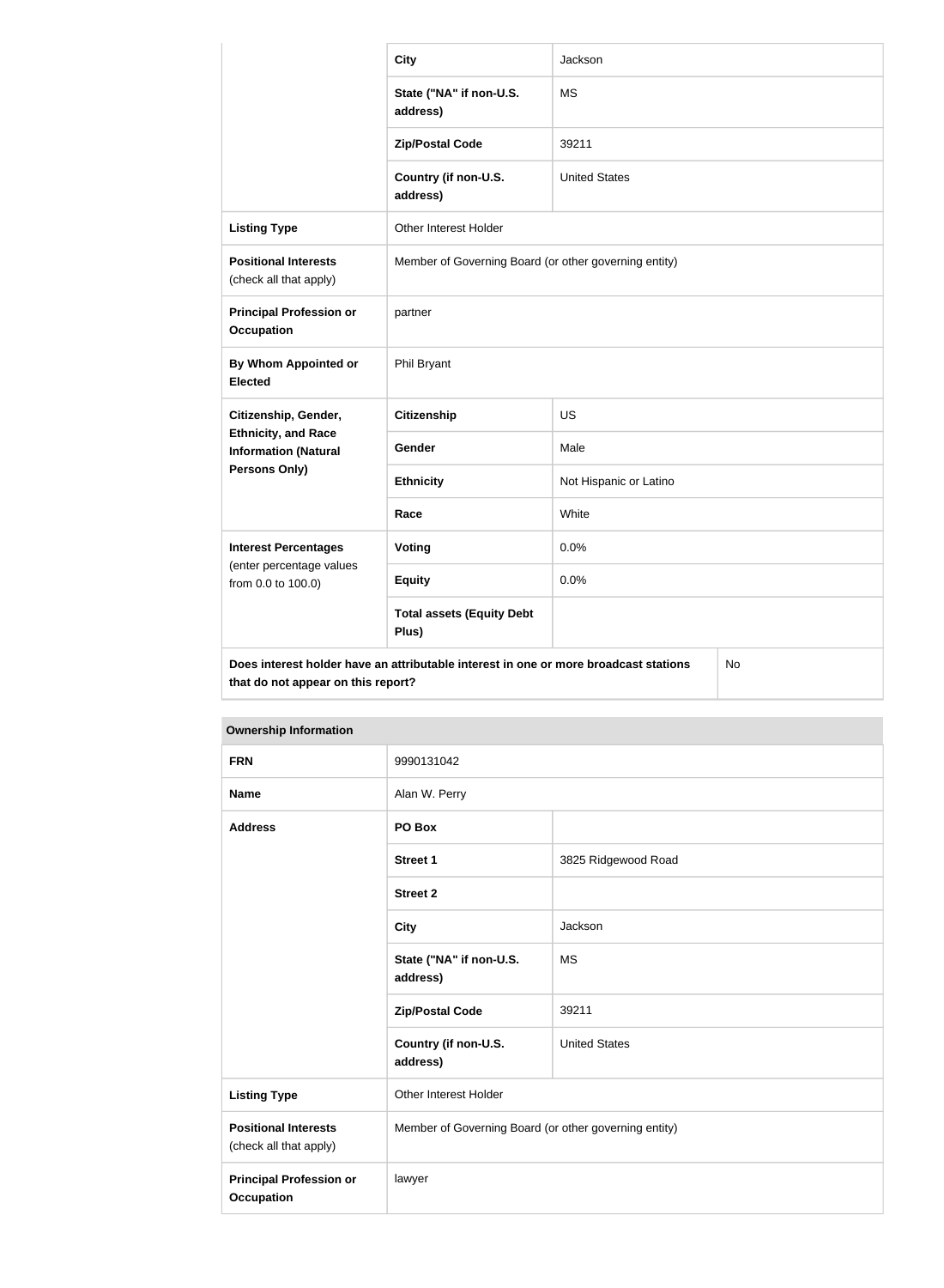| | | |
|---|---|---|
| | **City** | Jackson |
| | **State ("NA" if non-U.S. address)** | MS |
| | **Zip/Postal Code** | 39211 |
| | **Country (if non-U.S. address)** | United States |
| **Listing Type** | Other Interest Holder | |
| **Positional Interests** (check all that apply) | Member of Governing Board (or other governing entity) | |
| **Principal Profession or Occupation** | partner | |
| **By Whom Appointed or Elected** | Phil Bryant | |
| **Citizenship, Gender, Ethnicity, and Race Information (Natural Persons Only)** | **Citizenship** | US |
| | **Gender** | Male |
| | **Ethnicity** | Not Hispanic or Latino |
| | **Race** | White |
| **Interest Percentages** (enter percentage values from 0.0 to 100.0) | **Voting** | 0.0% |
| | **Equity** | 0.0% |
| | **Total assets (Equity Debt Plus)** | |
| **Does interest holder have an attributable interest in one or more broadcast stations that do not appear on this report?** | | No |

| **Ownership Information** | | |
|---|---|---|
| **FRN** | 9990131042 | |
| **Name** | Alan W. Perry | |
| **Address** | **PO Box** | |
| | **Street 1** | 3825 Ridgewood Road |
| | **Street 2** | |
| | **City** | Jackson |
| | **State ("NA" if non-U.S. address)** | MS |
| | **Zip/Postal Code** | 39211 |
| | **Country (if non-U.S. address)** | United States |
| **Listing Type** | Other Interest Holder | |
| **Positional Interests** (check all that apply) | Member of Governing Board (or other governing entity) | |
| **Principal Profession or Occupation** | lawyer | |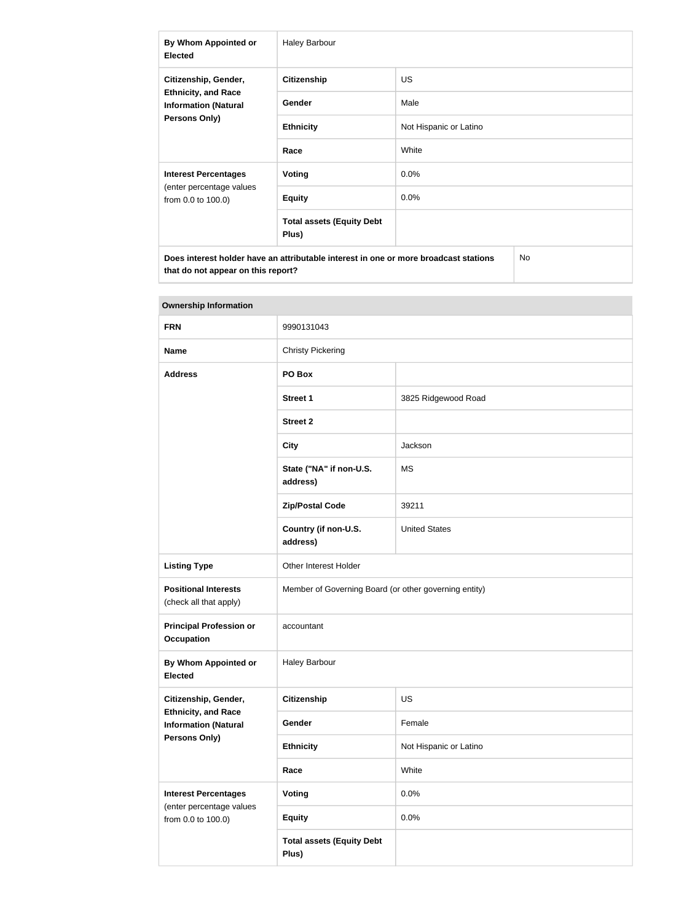| By Whom Appointed or Elected | Haley Barbour | |
|---|---|---|
| Citizenship, Gender, Ethnicity, and Race Information (Natural Persons Only) | Citizenship | US |
| | Gender | Male |
| | Ethnicity | Not Hispanic or Latino |
| | Race | White |
| Interest Percentages (enter percentage values from 0.0 to 100.0) | Voting | 0.0% |
| | Equity | 0.0% |
| | Total assets (Equity Debt Plus) | |
| Does interest holder have an attributable interest in one or more broadcast stations that do not appear on this report? | | No |

| Ownership Information | | |
|---|---|---|
| FRN | 9990131043 | |
| Name | Christy Pickering | |
| Address | PO Box | |
| | Street 1 | 3825 Ridgewood Road |
| | Street 2 | |
| | City | Jackson |
| | State ("NA" if non-U.S. address) | MS |
| | Zip/Postal Code | 39211 |
| | Country (if non-U.S. address) | United States |
| Listing Type | Other Interest Holder | |
| Positional Interests (check all that apply) | Member of Governing Board (or other governing entity) | |
| Principal Profession or Occupation | accountant | |
| By Whom Appointed or Elected | Haley Barbour | |
| Citizenship, Gender, Ethnicity, and Race Information (Natural Persons Only) | Citizenship | US |
| | Gender | Female |
| | Ethnicity | Not Hispanic or Latino |
| | Race | White |
| Interest Percentages (enter percentage values from 0.0 to 100.0) | Voting | 0.0% |
| | Equity | 0.0% |
| | Total assets (Equity Debt Plus) | |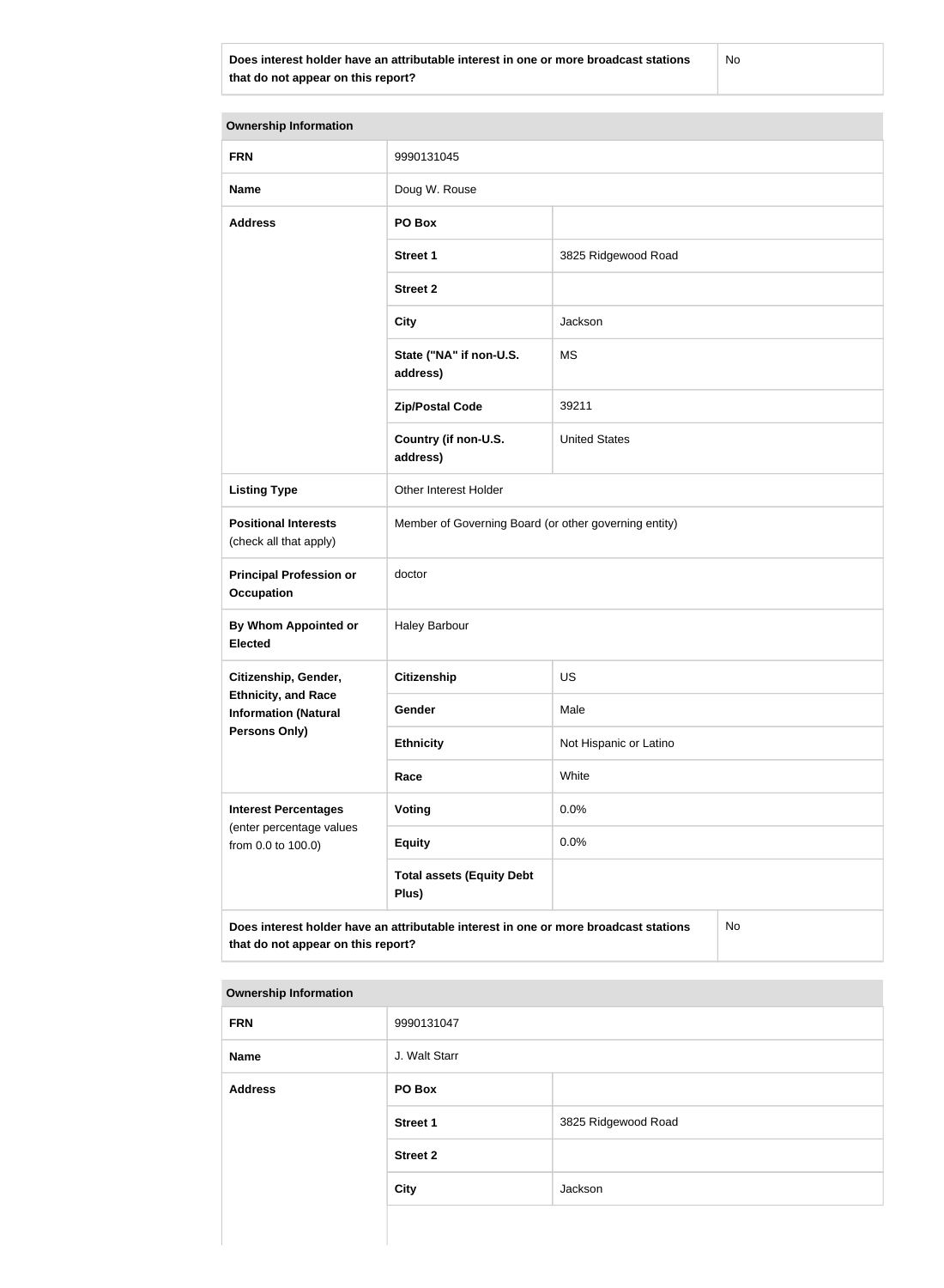| Does interest holder have an attributable interest in one or more broadcast stations that do not appear on this report? | No |
|---|---|

| Ownership Information | | |
|---|---|---|
| **FRN** | 9990131045 | |
| **Name** | Doug W. Rouse | |
| **Address** | **PO Box** | |
| | **Street 1** | 3825 Ridgewood Road |
| | **Street 2** | |
| | **City** | Jackson |
| | **State ("NA" if non-U.S. address)** | MS |
| | **Zip/Postal Code** | 39211 |
| | **Country (if non-U.S. address)** | United States |
| **Listing Type** | Other Interest Holder | |
| **Positional Interests** (check all that apply) | Member of Governing Board (or other governing entity) | |
| **Principal Profession or Occupation** | doctor | |
| **By Whom Appointed or Elected** | Haley Barbour | |
| **Citizenship, Gender, Ethnicity, and Race Information (Natural Persons Only)** | **Citizenship** | US |
| | **Gender** | Male |
| | **Ethnicity** | Not Hispanic or Latino |
| | **Race** | White |
| **Interest Percentages** (enter percentage values from 0.0 to 100.0) | **Voting** | 0.0% |
| | **Equity** | 0.0% |
| | **Total assets (Equity Debt Plus)** | |

| Does interest holder have an attributable interest in one or more broadcast stations that do not appear on this report? | No |
|---|---|

| Ownership Information | | |
|---|---|---|
| **FRN** | 9990131047 | |
| **Name** | J. Walt Starr | |
| **Address** | **PO Box** | |
| | **Street 1** | 3825 Ridgewood Road |
| | **Street 2** | |
| | **City** | Jackson |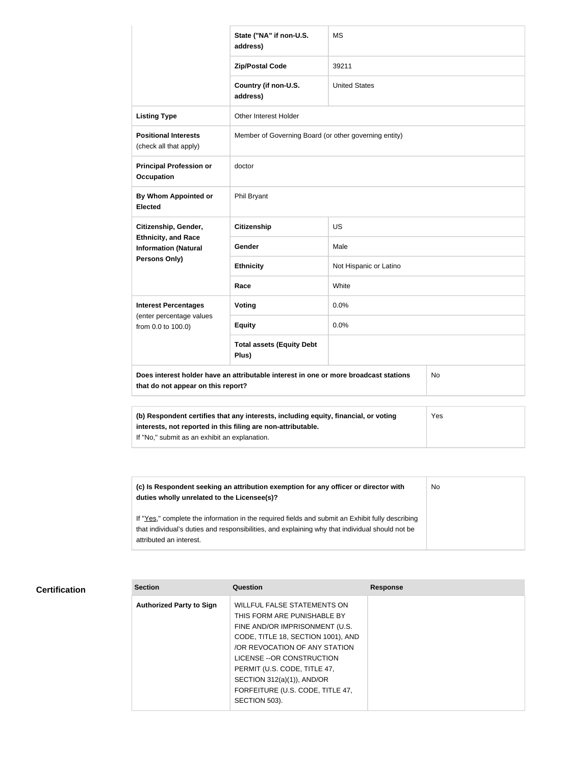| | | |
|---|---|---|
| | State ("NA" if non-U.S. address) | MS |
| | Zip/Postal Code | 39211 |
| | Country (if non-U.S. address) | United States |
| **Listing Type** | Other Interest Holder | |
| **Positional Interests** (check all that apply) | Member of Governing Board (or other governing entity) | |
| **Principal Profession or Occupation** | doctor | |
| **By Whom Appointed or Elected** | Phil Bryant | |
| **Citizenship, Gender, Ethnicity, and Race Information (Natural Persons Only)** | **Citizenship** | US |
| | **Gender** | Male |
| | **Ethnicity** | Not Hispanic or Latino |
| | **Race** | White |
| **Interest Percentages** (enter percentage values from 0.0 to 100.0) | **Voting** | 0.0% |
| | **Equity** | 0.0% |
| | **Total assets (Equity Debt Plus)** | |
| **Does interest holder have an attributable interest in one or more broadcast stations that do not appear on this report?** | | No |

| | |
|---|---|
| **(b) Respondent certifies that any interests, including equity, financial, or voting interests, not reported in this filing are non-attributable.** If "No," submit as an exhibit an explanation. | Yes |

| | |
|---|---|
| **(c) Is Respondent seeking an attribution exemption for any officer or director with duties wholly unrelated to the Licensee(s)?** If "Yes," complete the information in the required fields and submit an Exhibit fully describing that individual's duties and responsibilities, and explaining why that individual should not be attributed an interest. | No |

## Certification

| Section | Question | Response |
|---|---|---|
| **Authorized Party to Sign** | WILLFUL FALSE STATEMENTS ON THIS FORM ARE PUNISHABLE BY FINE AND/OR IMPRISONMENT (U.S. CODE, TITLE 18, SECTION 1001), AND /OR REVOCATION OF ANY STATION LICENSE --OR CONSTRUCTION PERMIT (U.S. CODE, TITLE 47, SECTION 312(a)(1)), AND/OR FORFEITURE (U.S. CODE, TITLE 47, SECTION 503). | |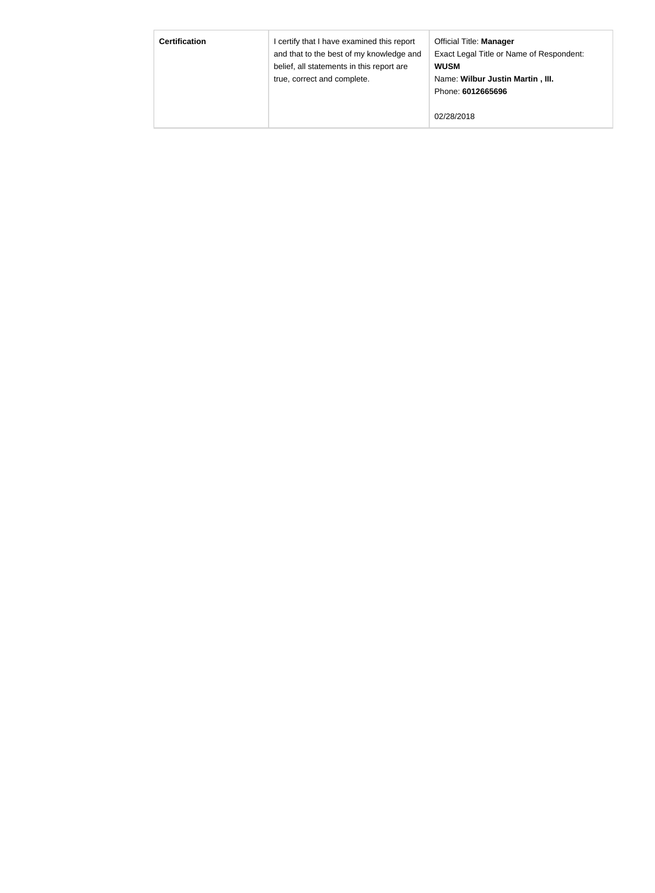| | | |
|---|---|---|
| **Certification** | I certify that I have examined this report and that to the best of my knowledge and belief, all statements in this report are true, correct and complete. | Official Title: **Manager**<br>Exact Legal Title or Name of Respondent: **WUSM**<br>Name: **Wilbur Justin Martin , III.**<br>Phone: **6012665696**<br><br>02/28/2018 |